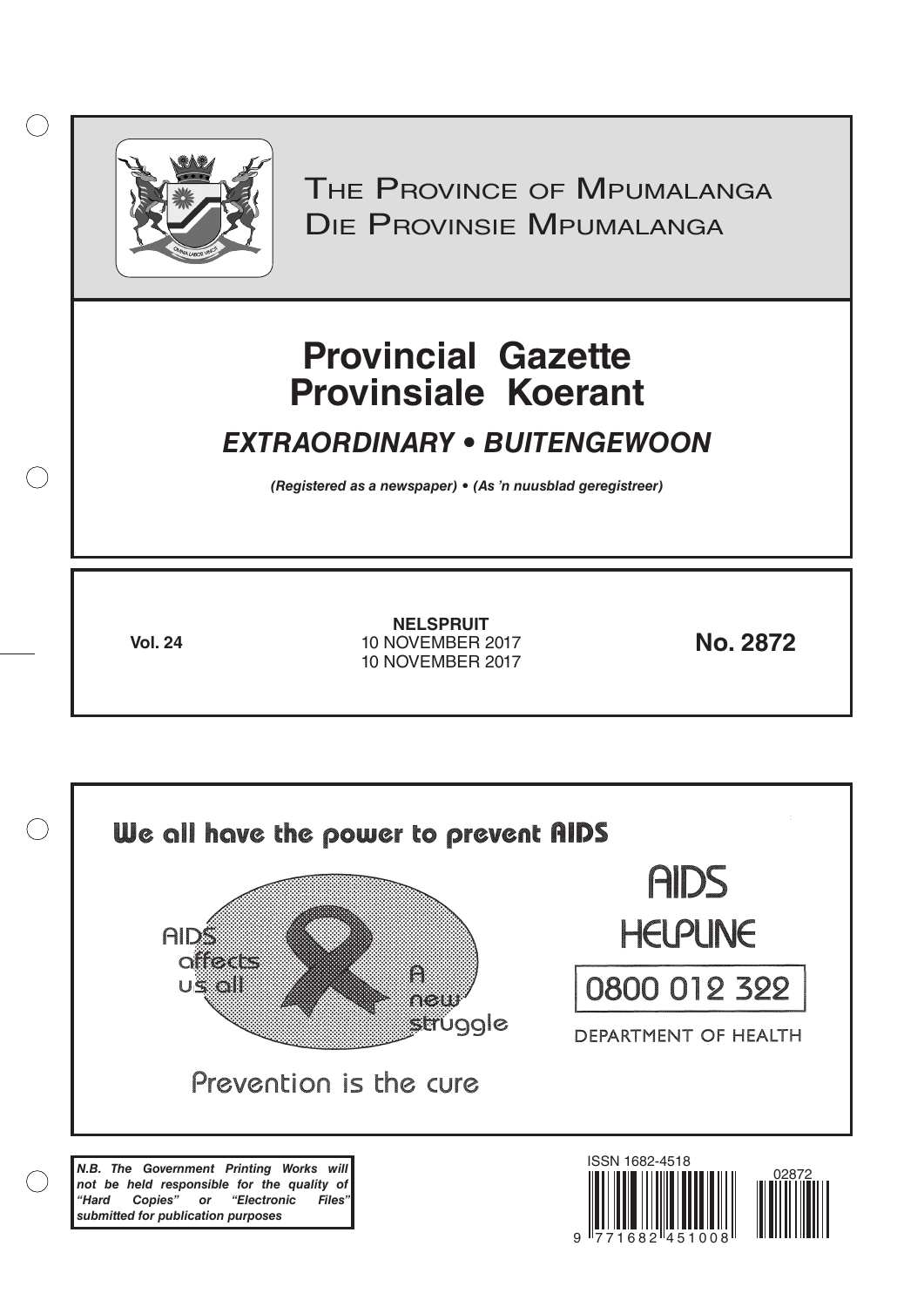# The Province of Mpumalanga
# Die Provinsie Mpumalanga

# Provincial Gazette
# Provinsiale Koerant

## *EXTRAORDINARY • BUITENGEWOON*

***(Registered as a newspaper) • (As 'n nuusblad geregistreer)***

**Vol. 24**

**NELSPRUIT**
10 NOVEMBER 2017
10 NOVEMBER 2017

**No. 2872**

We all have the power to prevent AIDS

AIDS affects us all

A new struggle

Prevention is the cure

AIDS HELPLINE

0800 012 322

DEPARTMENT OF HEALTH

***N.B. The Government Printing Works will not be held responsible for the quality of "Hard Copies" or "Electronic Files" submitted for publication purposes***

ISSN 1682-4518

02872

9 771682 451008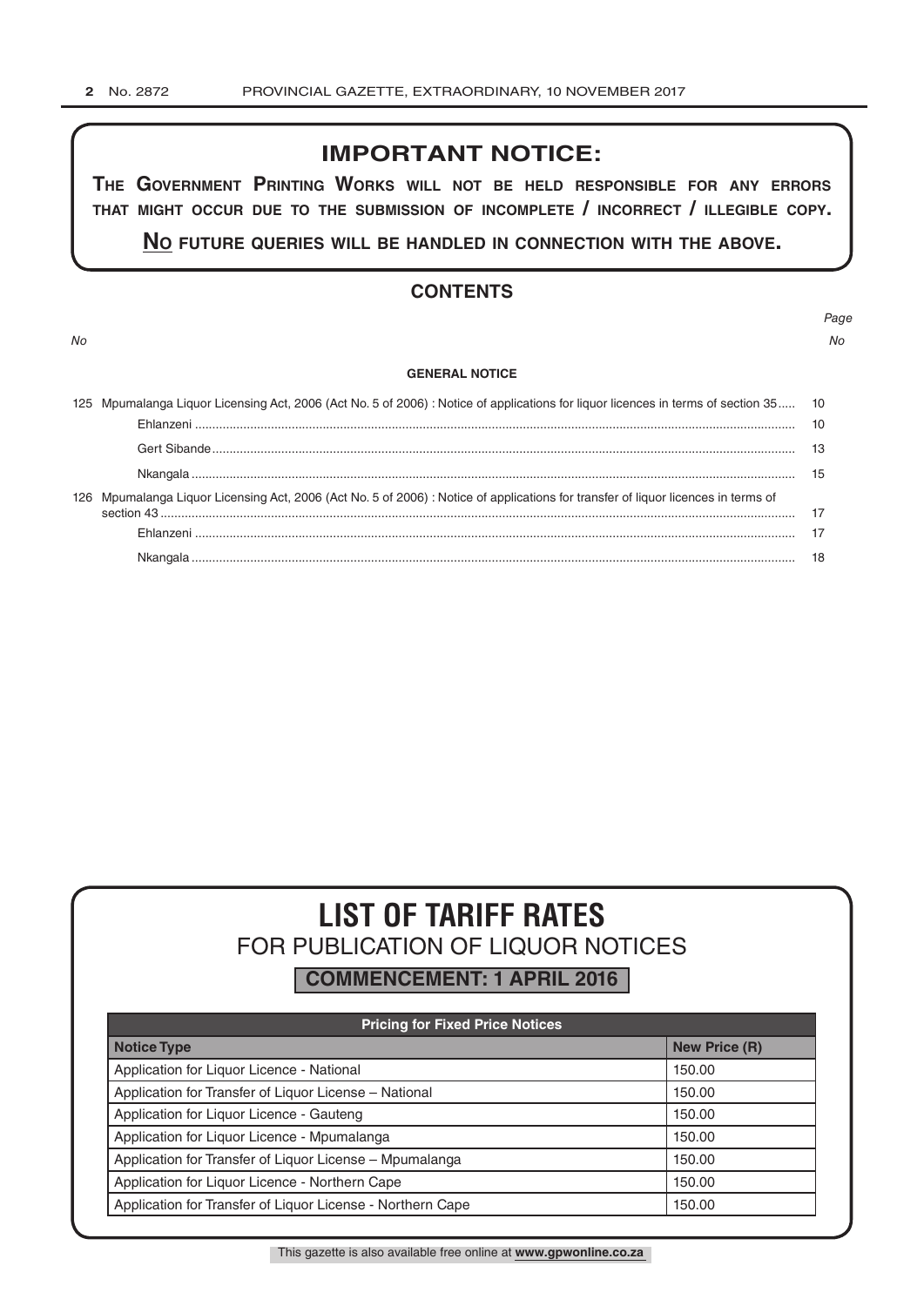## IMPORTANT NOTICE:

**THE GOVERNMENT PRINTING WORKS WILL NOT BE HELD RESPONSIBLE FOR ANY ERRORS THAT MIGHT OCCUR DUE TO THE SUBMISSION OF INCOMPLETE / INCORRECT / ILLEGIBLE COPY.**

**NO FUTURE QUERIES WILL BE HANDLED IN CONNECTION WITH THE ABOVE.**

## CONTENTS

| *No* | | *Page No* |
|---|---|---|
| | **GENERAL NOTICE** | |
| 125 | Mpumalanga Liquor Licensing Act, 2006 (Act No. 5 of 2006) : Notice of applications for liquor licences in terms of section 35 | 10 |
| | Ehlanzeni | 10 |
| | Gert Sibande | 13 |
| | Nkangala | 15 |
| 126 | Mpumalanga Liquor Licensing Act, 2006 (Act No. 5 of 2006) : Notice of applications for transfer of liquor licences in terms of section 43 | 17 |
| | Ehlanzeni | 17 |
| | Nkangala | 18 |

# LIST OF TARIFF RATES

## FOR PUBLICATION OF LIQUOR NOTICES

**COMMENCEMENT: 1 APRIL 2016**

| Pricing for Fixed Price Notices | |
|---|---|
| **Notice Type** | **New Price (R)** |
| Application for Liquor Licence - National | 150.00 |
| Application for Transfer of Liquor License – National | 150.00 |
| Application for Liquor Licence - Gauteng | 150.00 |
| Application for Liquor Licence - Mpumalanga | 150.00 |
| Application for Transfer of Liquor License – Mpumalanga | 150.00 |
| Application for Liquor Licence - Northern Cape | 150.00 |
| Application for Transfer of Liquor License - Northern Cape | 150.00 |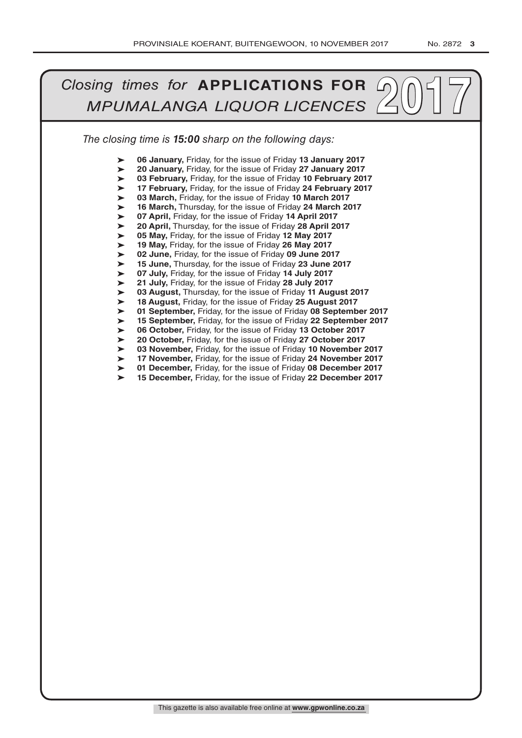# *Closing times for* **APPLICATIONS FOR** *MPUMALANGA LIQUOR LICENCES* 2017

*The closing time is **15:00** sharp on the following days:*

- **06 January,** Friday, for the issue of Friday **13 January 2017**
- **20 January,** Friday, for the issue of Friday **27 January 2017**
- **03 February,** Friday, for the issue of Friday **10 February 2017**
- **17 February,** Friday, for the issue of Friday **24 February 2017**
- **03 March,** Friday, for the issue of Friday **10 March 2017**
- **16 March,** Thursday, for the issue of Friday **24 March 2017**
- **07 April,** Friday, for the issue of Friday **14 April 2017**
- **20 April,** Thursday, for the issue of Friday **28 April 2017**
- **05 May,** Friday, for the issue of Friday **12 May 2017**
- **19 May,** Friday, for the issue of Friday **26 May 2017**
- **02 June,** Friday, for the issue of Friday **09 June 2017**
- **15 June,** Thursday, for the issue of Friday **23 June 2017**
- **07 July,** Friday, for the issue of Friday **14 July 2017**
- **21 July,** Friday, for the issue of Friday **28 July 2017**
- **03 August,** Thursday, for the issue of Friday **11 August 2017**
- **18 August,** Friday, for the issue of Friday **25 August 2017**
- **01 September,** Friday, for the issue of Friday **08 September 2017**
- **15 September,** Friday, for the issue of Friday **22 September 2017**
- **06 October,** Friday, for the issue of Friday **13 October 2017**
- **20 October,** Friday, for the issue of Friday **27 October 2017**
- **03 November,** Friday, for the issue of Friday **10 November 2017**
- **17 November,** Friday, for the issue of Friday **24 November 2017**
- **01 December,** Friday, for the issue of Friday **08 December 2017**
- **15 December,** Friday, for the issue of Friday **22 December 2017**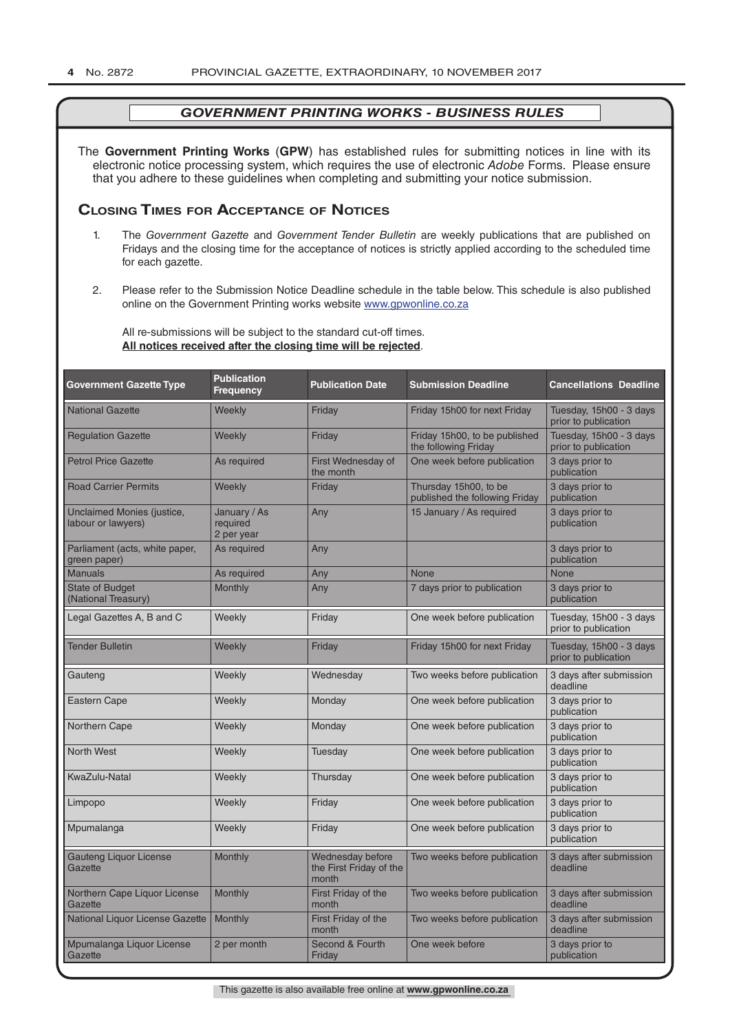## *GOVERNMENT PRINTING WORKS - BUSINESS RULES*

The **Government Printing Works** (**GPW**) has established rules for submitting notices in line with its electronic notice processing system, which requires the use of electronic *Adobe* Forms. Please ensure that you adhere to these guidelines when completing and submitting your notice submission.

### Closing Times for Acceptance of Notices

1. The *Government Gazette* and *Government Tender Bulletin* are weekly publications that are published on Fridays and the closing time for the acceptance of notices is strictly applied according to the scheduled time for each gazette.

2. Please refer to the Submission Notice Deadline schedule in the table below. This schedule is also published online on the Government Printing works website www.gpwonline.co.za

All re-submissions will be subject to the standard cut-off times.
**All notices received after the closing time will be rejected**.

| Government Gazette Type | Publication Frequency | Publication Date | Submission Deadline | Cancellations Deadline |
|---|---|---|---|---|
| National Gazette | Weekly | Friday | Friday 15h00 for next Friday | Tuesday, 15h00 - 3 days prior to publication |
| Regulation Gazette | Weekly | Friday | Friday 15h00, to be published the following Friday | Tuesday, 15h00 - 3 days prior to publication |
| Petrol Price Gazette | As required | First Wednesday of the month | One week before publication | 3 days prior to publication |
| Road Carrier Permits | Weekly | Friday | Thursday 15h00, to be published the following Friday | 3 days prior to publication |
| Unclaimed Monies (justice, labour or lawyers) | January / As required 2 per year | Any | 15 January / As required | 3 days prior to publication |
| Parliament (acts, white paper, green paper) | As required | Any | | 3 days prior to publication |
| Manuals | As required | Any | None | None |
| State of Budget (National Treasury) | Monthly | Any | 7 days prior to publication | 3 days prior to publication |
| Legal Gazettes A, B and C | Weekly | Friday | One week before publication | Tuesday, 15h00 - 3 days prior to publication |
| Tender Bulletin | Weekly | Friday | Friday 15h00 for next Friday | Tuesday, 15h00 - 3 days prior to publication |
| Gauteng | Weekly | Wednesday | Two weeks before publication | 3 days after submission deadline |
| Eastern Cape | Weekly | Monday | One week before publication | 3 days prior to publication |
| Northern Cape | Weekly | Monday | One week before publication | 3 days prior to publication |
| North West | Weekly | Tuesday | One week before publication | 3 days prior to publication |
| KwaZulu-Natal | Weekly | Thursday | One week before publication | 3 days prior to publication |
| Limpopo | Weekly | Friday | One week before publication | 3 days prior to publication |
| Mpumalanga | Weekly | Friday | One week before publication | 3 days prior to publication |
| Gauteng Liquor License Gazette | Monthly | Wednesday before the First Friday of the month | Two weeks before publication | 3 days after submission deadline |
| Northern Cape Liquor License Gazette | Monthly | First Friday of the month | Two weeks before publication | 3 days after submission deadline |
| National Liquor License Gazette | Monthly | First Friday of the month | Two weeks before publication | 3 days after submission deadline |
| Mpumalanga Liquor License Gazette | 2 per month | Second & Fourth Friday | One week before | 3 days prior to publication |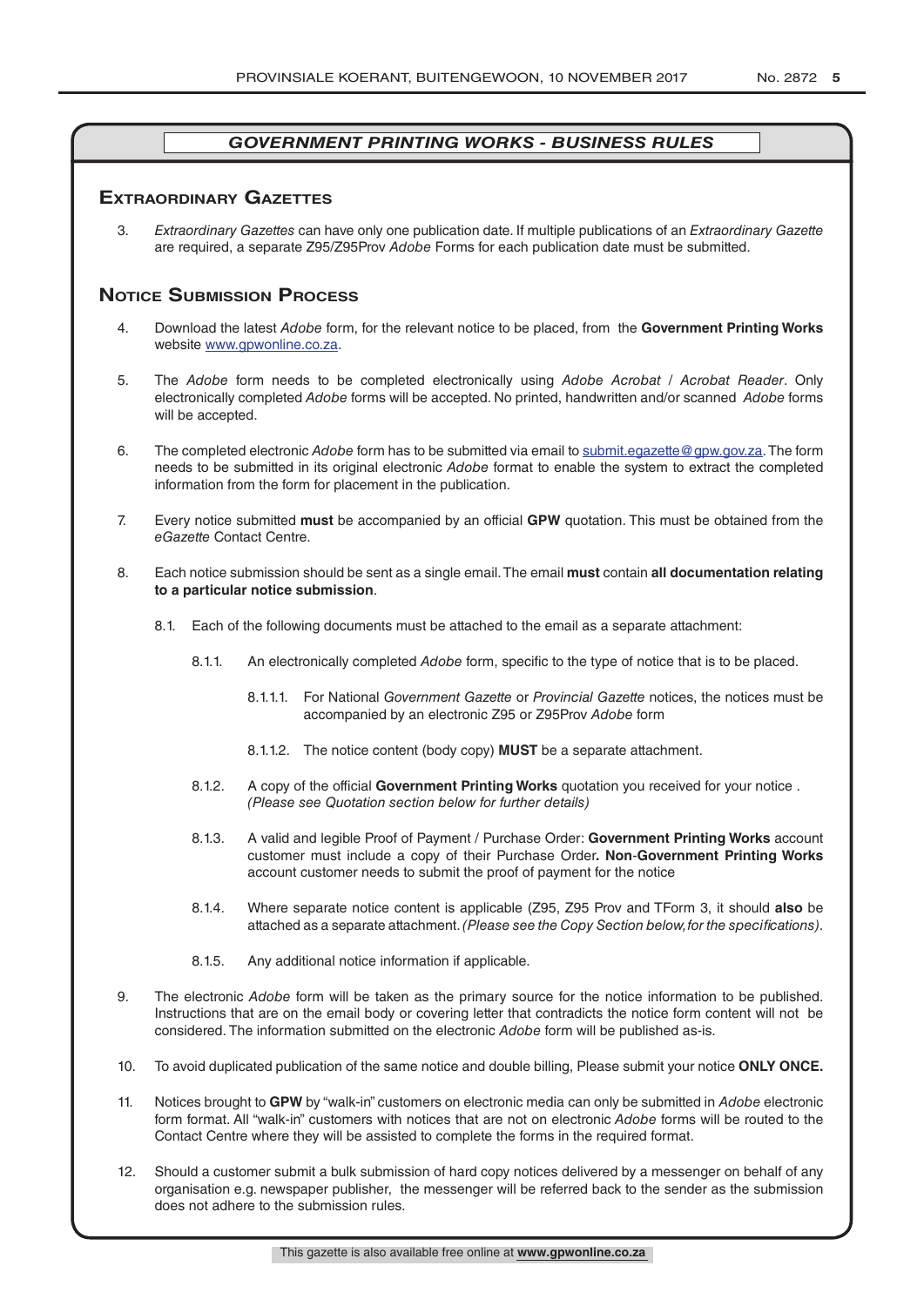## *GOVERNMENT PRINTING WORKS - BUSINESS RULES*

## Extraordinary Gazettes

3. *Extraordinary Gazettes* can have only one publication date. If multiple publications of an *Extraordinary Gazette* are required, a separate Z95/Z95Prov *Adobe* Forms for each publication date must be submitted.

## Notice Submission Process

4. Download the latest *Adobe* form, for the relevant notice to be placed, from the **Government Printing Works** website www.gpwonline.co.za.

5. The *Adobe* form needs to be completed electronically using *Adobe Acrobat* / *Acrobat Reader*. Only electronically completed *Adobe* forms will be accepted. No printed, handwritten and/or scanned *Adobe* forms will be accepted.

6. The completed electronic *Adobe* form has to be submitted via email to submit.egazette@gpw.gov.za. The form needs to be submitted in its original electronic *Adobe* format to enable the system to extract the completed information from the form for placement in the publication.

7. Every notice submitted **must** be accompanied by an official **GPW** quotation. This must be obtained from the *eGazette* Contact Centre.

8. Each notice submission should be sent as a single email. The email **must** contain **all documentation relating to a particular notice submission**.

   8.1. Each of the following documents must be attached to the email as a separate attachment:

      8.1.1. An electronically completed *Adobe* form, specific to the type of notice that is to be placed.

         8.1.1.1. For National *Government Gazette* or *Provincial Gazette* notices, the notices must be accompanied by an electronic Z95 or Z95Prov *Adobe* form

         8.1.1.2. The notice content (body copy) **MUST** be a separate attachment.

      8.1.2. A copy of the official **Government Printing Works** quotation you received for your notice . *(Please see Quotation section below for further details)*

      8.1.3. A valid and legible Proof of Payment / Purchase Order: **Government Printing Works** account customer must include a copy of their Purchase Order**. Non**-**Government Printing Works** account customer needs to submit the proof of payment for the notice

      8.1.4. Where separate notice content is applicable (Z95, Z95 Prov and TForm 3, it should **also** be attached as a separate attachment. *(Please see the Copy Section below, for the specifications)*.

      8.1.5. Any additional notice information if applicable.

9. The electronic *Adobe* form will be taken as the primary source for the notice information to be published. Instructions that are on the email body or covering letter that contradicts the notice form content will not be considered. The information submitted on the electronic *Adobe* form will be published as-is.

10. To avoid duplicated publication of the same notice and double billing, Please submit your notice **ONLY ONCE.**

11. Notices brought to **GPW** by "walk-in" customers on electronic media can only be submitted in *Adobe* electronic form format. All "walk-in" customers with notices that are not on electronic *Adobe* forms will be routed to the Contact Centre where they will be assisted to complete the forms in the required format.

12. Should a customer submit a bulk submission of hard copy notices delivered by a messenger on behalf of any organisation e.g. newspaper publisher, the messenger will be referred back to the sender as the submission does not adhere to the submission rules.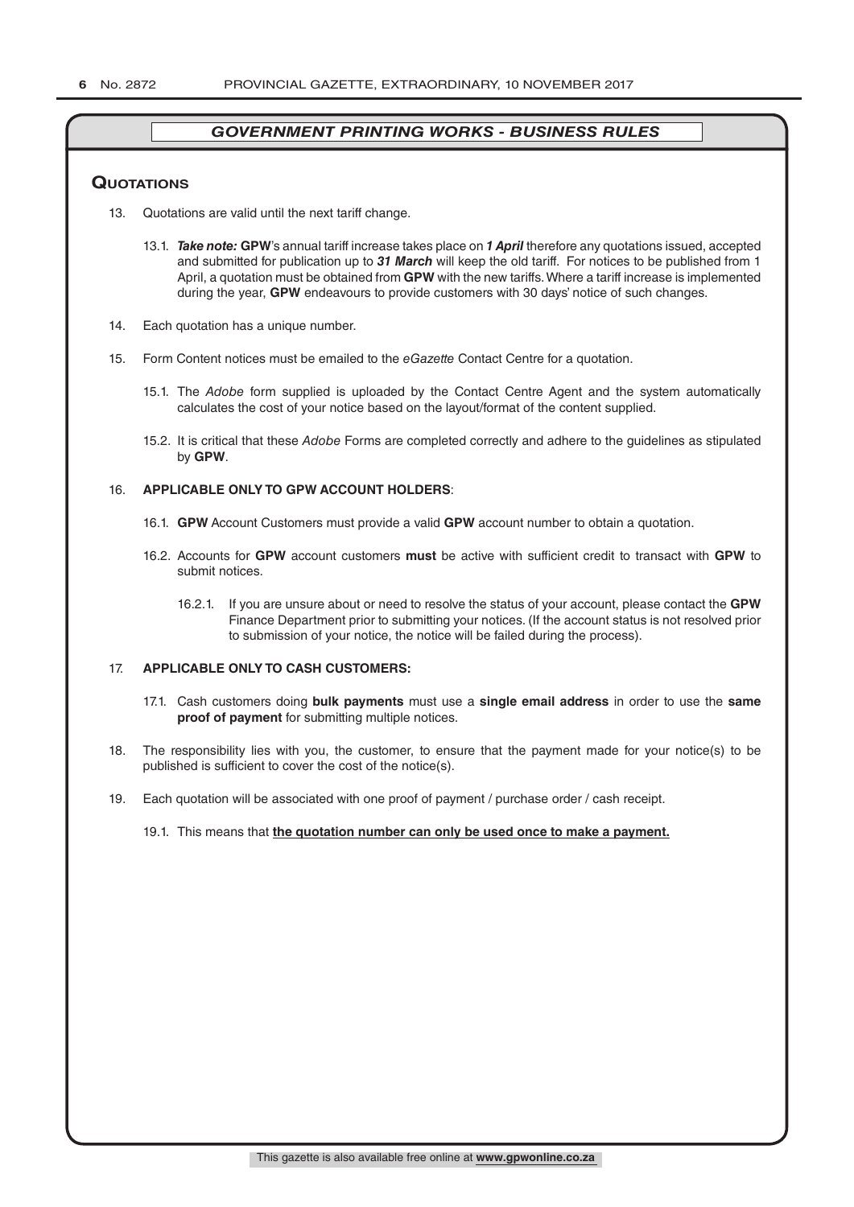## *GOVERNMENT PRINTING WORKS - BUSINESS RULES*

### Quotations

13. Quotations are valid until the next tariff change.

    13.1. ***Take note:*** **GPW**'s annual tariff increase takes place on ***1 April*** therefore any quotations issued, accepted and submitted for publication up to ***31 March*** will keep the old tariff. For notices to be published from 1 April, a quotation must be obtained from **GPW** with the new tariffs. Where a tariff increase is implemented during the year, **GPW** endeavours to provide customers with 30 days' notice of such changes.

14. Each quotation has a unique number.

15. Form Content notices must be emailed to the *eGazette* Contact Centre for a quotation.

    15.1. The *Adobe* form supplied is uploaded by the Contact Centre Agent and the system automatically calculates the cost of your notice based on the layout/format of the content supplied.

    15.2. It is critical that these *Adobe* Forms are completed correctly and adhere to the guidelines as stipulated by **GPW**.

16. **APPLICABLE ONLY TO GPW ACCOUNT HOLDERS**:

    16.1. **GPW** Account Customers must provide a valid **GPW** account number to obtain a quotation.

    16.2. Accounts for **GPW** account customers **must** be active with sufficient credit to transact with **GPW** to submit notices.

    16.2.1. If you are unsure about or need to resolve the status of your account, please contact the **GPW** Finance Department prior to submitting your notices. (If the account status is not resolved prior to submission of your notice, the notice will be failed during the process).

17. **APPLICABLE ONLY TO CASH CUSTOMERS:**

    17.1. Cash customers doing **bulk payments** must use a **single email address** in order to use the **same proof of payment** for submitting multiple notices.

18. The responsibility lies with you, the customer, to ensure that the payment made for your notice(s) to be published is sufficient to cover the cost of the notice(s).

19. Each quotation will be associated with one proof of payment / purchase order / cash receipt.

    19.1. This means that **the quotation number can only be used once to make a payment.**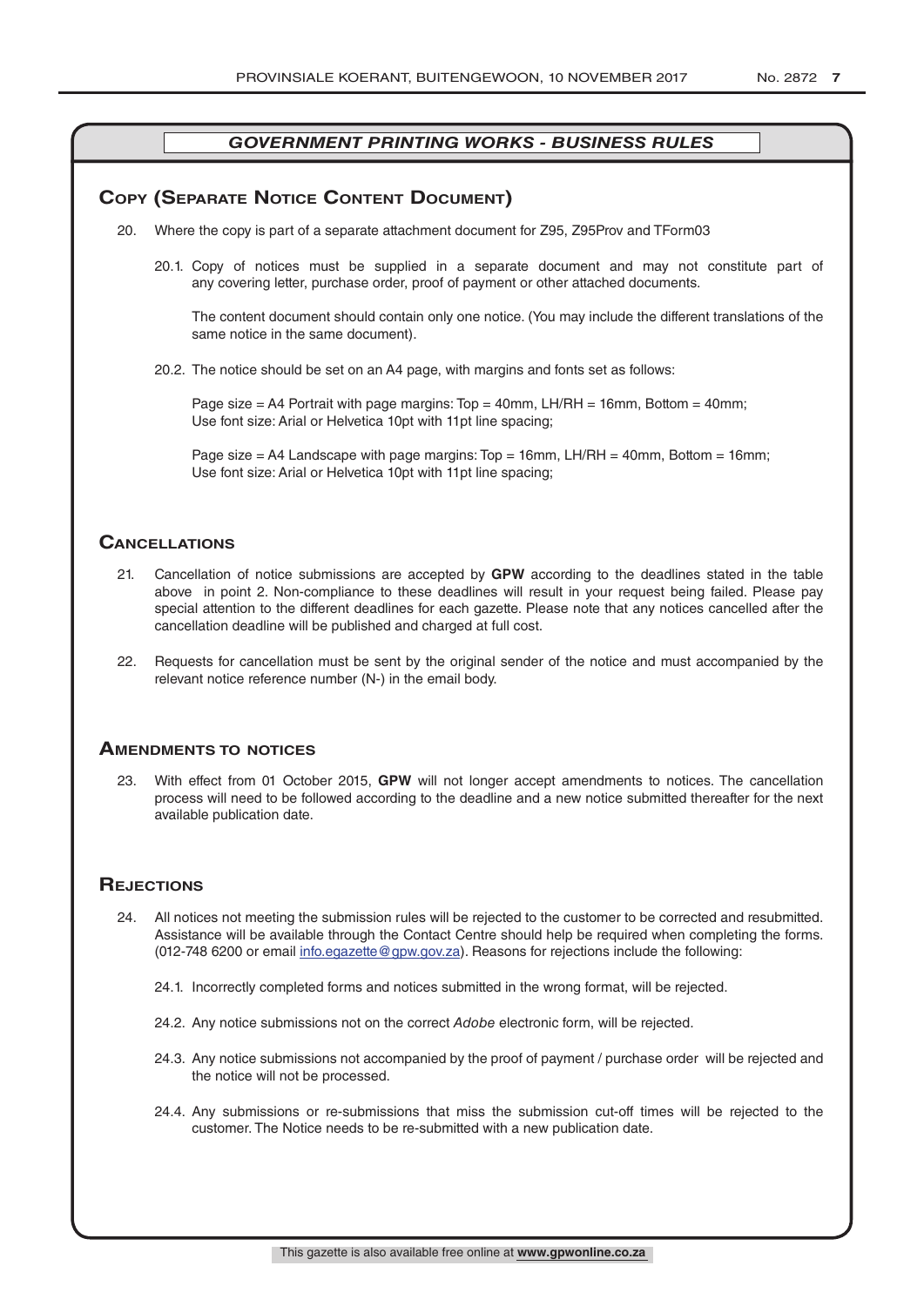## *GOVERNMENT PRINTING WORKS - BUSINESS RULES*

## Copy (Separate Notice Content Document)

20. Where the copy is part of a separate attachment document for Z95, Z95Prov and TForm03

    20.1. Copy of notices must be supplied in a separate document and may not constitute part of any covering letter, purchase order, proof of payment or other attached documents.

    The content document should contain only one notice. (You may include the different translations of the same notice in the same document).

    20.2. The notice should be set on an A4 page, with margins and fonts set as follows:

    Page size = A4 Portrait with page margins: Top = 40mm, LH/RH = 16mm, Bottom = 40mm;
    Use font size: Arial or Helvetica 10pt with 11pt line spacing;

    Page size = A4 Landscape with page margins: Top = 16mm, LH/RH = 40mm, Bottom = 16mm;
    Use font size: Arial or Helvetica 10pt with 11pt line spacing;

## Cancellations

21. Cancellation of notice submissions are accepted by **GPW** according to the deadlines stated in the table above in point 2. Non-compliance to these deadlines will result in your request being failed. Please pay special attention to the different deadlines for each gazette. Please note that any notices cancelled after the cancellation deadline will be published and charged at full cost.

22. Requests for cancellation must be sent by the original sender of the notice and must accompanied by the relevant notice reference number (N-) in the email body.

## Amendments to notices

23. With effect from 01 October 2015, **GPW** will not longer accept amendments to notices. The cancellation process will need to be followed according to the deadline and a new notice submitted thereafter for the next available publication date.

## Rejections

24. All notices not meeting the submission rules will be rejected to the customer to be corrected and resubmitted. Assistance will be available through the Contact Centre should help be required when completing the forms. (012-748 6200 or email info.egazette@gpw.gov.za). Reasons for rejections include the following:

    24.1. Incorrectly completed forms and notices submitted in the wrong format, will be rejected.

    24.2. Any notice submissions not on the correct *Adobe* electronic form, will be rejected.

    24.3. Any notice submissions not accompanied by the proof of payment / purchase order will be rejected and the notice will not be processed.

    24.4. Any submissions or re-submissions that miss the submission cut-off times will be rejected to the customer. The Notice needs to be re-submitted with a new publication date.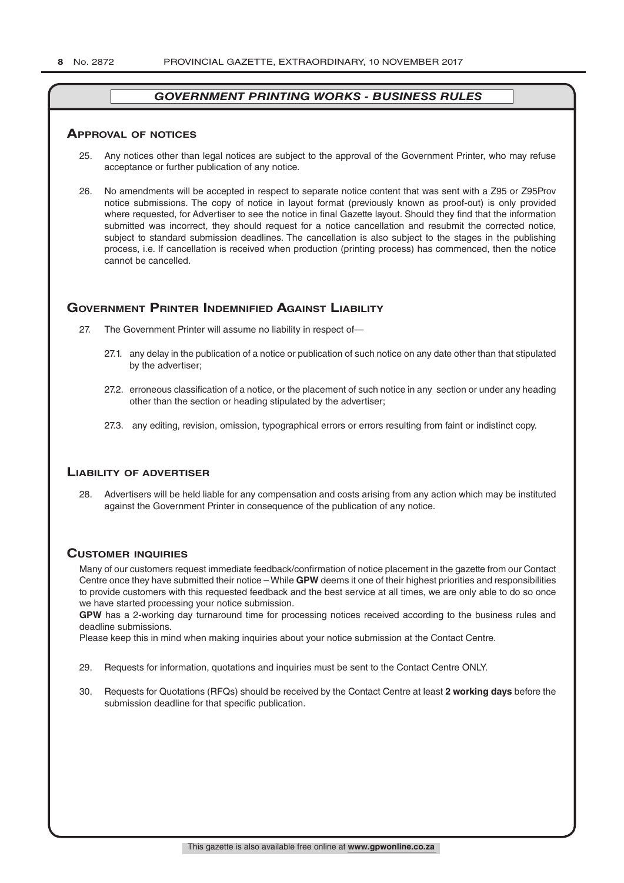## *GOVERNMENT PRINTING WORKS - BUSINESS RULES*

### Approval of notices

25. Any notices other than legal notices are subject to the approval of the Government Printer, who may refuse acceptance or further publication of any notice.

26. No amendments will be accepted in respect to separate notice content that was sent with a Z95 or Z95Prov notice submissions. The copy of notice in layout format (previously known as proof-out) is only provided where requested, for Advertiser to see the notice in final Gazette layout. Should they find that the information submitted was incorrect, they should request for a notice cancellation and resubmit the corrected notice, subject to standard submission deadlines. The cancellation is also subject to the stages in the publishing process, i.e. If cancellation is received when production (printing process) has commenced, then the notice cannot be cancelled.

### Government Printer Indemnified Against Liability

27. The Government Printer will assume no liability in respect of—

    27.1. any delay in the publication of a notice or publication of such notice on any date other than that stipulated by the advertiser;

    27.2. erroneous classification of a notice, or the placement of such notice in any section or under any heading other than the section or heading stipulated by the advertiser;

    27.3. any editing, revision, omission, typographical errors or errors resulting from faint or indistinct copy.

### Liability of advertiser

28. Advertisers will be held liable for any compensation and costs arising from any action which may be instituted against the Government Printer in consequence of the publication of any notice.

### Customer inquiries

Many of our customers request immediate feedback/confirmation of notice placement in the gazette from our Contact Centre once they have submitted their notice – While **GPW** deems it one of their highest priorities and responsibilities to provide customers with this requested feedback and the best service at all times, we are only able to do so once we have started processing your notice submission.

**GPW** has a 2-working day turnaround time for processing notices received according to the business rules and deadline submissions.

Please keep this in mind when making inquiries about your notice submission at the Contact Centre.

29. Requests for information, quotations and inquiries must be sent to the Contact Centre ONLY.

30. Requests for Quotations (RFQs) should be received by the Contact Centre at least **2 working days** before the submission deadline for that specific publication.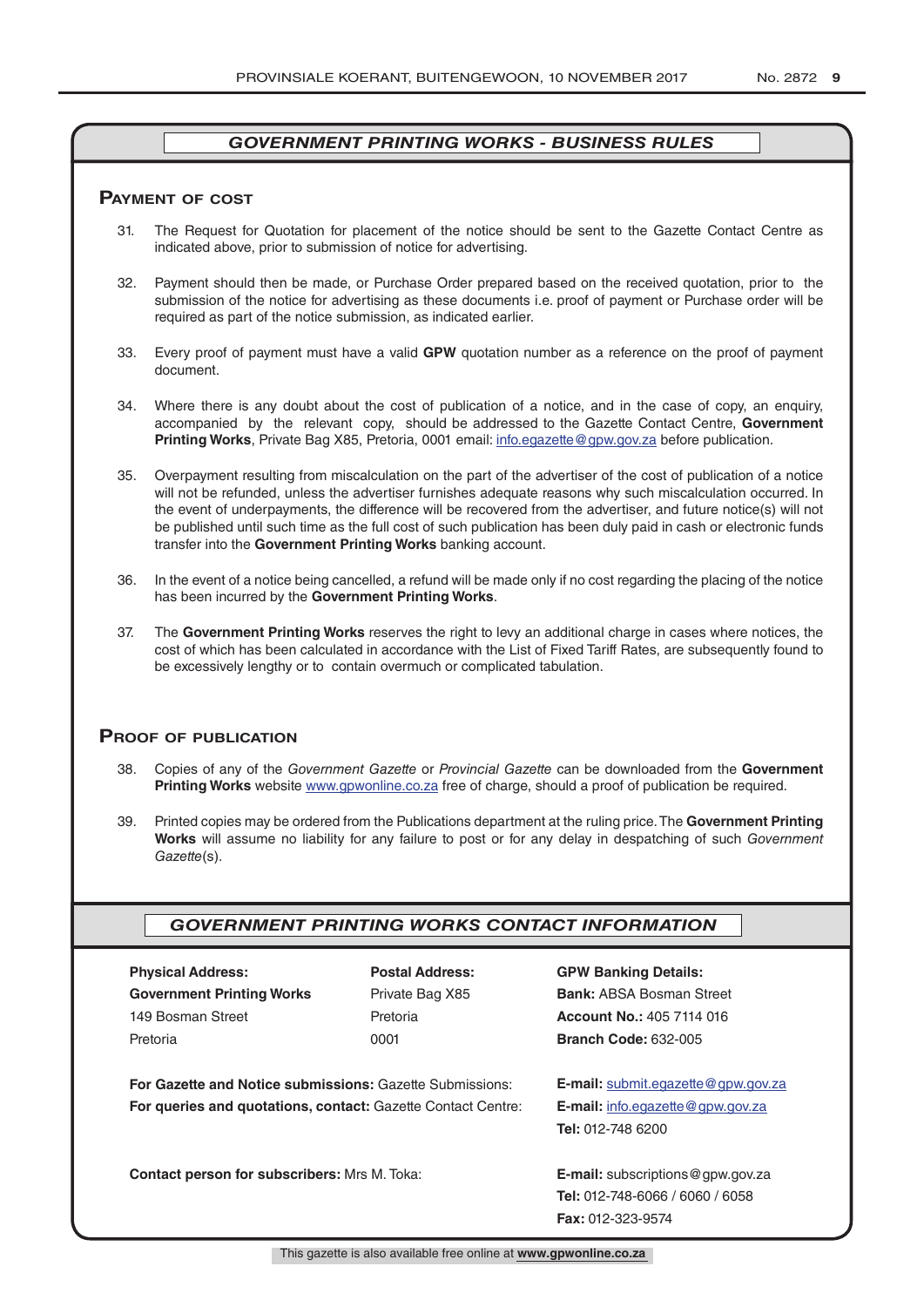## *GOVERNMENT PRINTING WORKS - BUSINESS RULES*

### Payment of cost

31. The Request for Quotation for placement of the notice should be sent to the Gazette Contact Centre as indicated above, prior to submission of notice for advertising.

32. Payment should then be made, or Purchase Order prepared based on the received quotation, prior to the submission of the notice for advertising as these documents i.e. proof of payment or Purchase order will be required as part of the notice submission, as indicated earlier.

33. Every proof of payment must have a valid **GPW** quotation number as a reference on the proof of payment document.

34. Where there is any doubt about the cost of publication of a notice, and in the case of copy, an enquiry, accompanied by the relevant copy, should be addressed to the Gazette Contact Centre, **Government Printing Works**, Private Bag X85, Pretoria, 0001 email: info.egazette@gpw.gov.za before publication.

35. Overpayment resulting from miscalculation on the part of the advertiser of the cost of publication of a notice will not be refunded, unless the advertiser furnishes adequate reasons why such miscalculation occurred. In the event of underpayments, the difference will be recovered from the advertiser, and future notice(s) will not be published until such time as the full cost of such publication has been duly paid in cash or electronic funds transfer into the **Government Printing Works** banking account.

36. In the event of a notice being cancelled, a refund will be made only if no cost regarding the placing of the notice has been incurred by the **Government Printing Works**.

37. The **Government Printing Works** reserves the right to levy an additional charge in cases where notices, the cost of which has been calculated in accordance with the List of Fixed Tariff Rates, are subsequently found to be excessively lengthy or to contain overmuch or complicated tabulation.

### Proof of publication

38. Copies of any of the *Government Gazette* or *Provincial Gazette* can be downloaded from the **Government Printing Works** website www.gpwonline.co.za free of charge, should a proof of publication be required.

39. Printed copies may be ordered from the Publications department at the ruling price. The **Government Printing Works** will assume no liability for any failure to post or for any delay in despatching of such *Government Gazette*(s).

## *GOVERNMENT PRINTING WORKS CONTACT INFORMATION*

**Physical Address:**
**Government Printing Works**
149 Bosman Street
Pretoria

**Postal Address:**
Private Bag X85
Pretoria
0001

**GPW Banking Details:**
**Bank:** ABSA Bosman Street
**Account No.:** 405 7114 016
**Branch Code:** 632-005

**For Gazette and Notice submissions:** Gazette Submissions: **E-mail:** submit.egazette@gpw.gov.za

**For queries and quotations, contact:** Gazette Contact Centre: **E-mail:** info.egazette@gpw.gov.za
**Tel:** 012-748 6200

**Contact person for subscribers:** Mrs M. Toka: **E-mail:** subscriptions@gpw.gov.za
**Tel:** 012-748-6066 / 6060 / 6058
**Fax:** 012-323-9574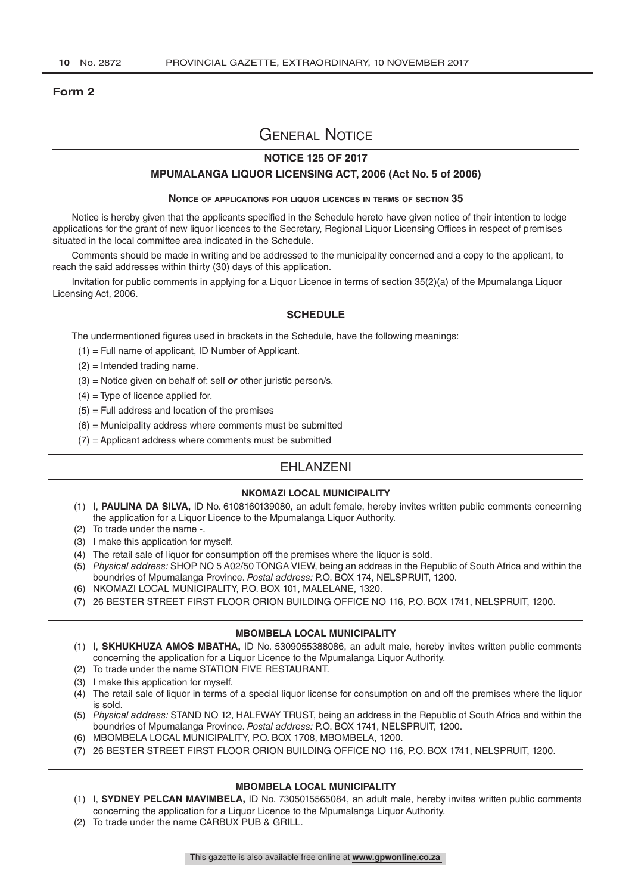**Form 2**

# General Notice

## NOTICE 125 OF 2017

## MPUMALANGA LIQUOR LICENSING ACT, 2006 (Act No. 5 of 2006)

### Notice of applications for liquor licences in terms of section 35

Notice is hereby given that the applicants specified in the Schedule hereto have given notice of their intention to lodge applications for the grant of new liquor licences to the Secretary, Regional Liquor Licensing Offices in respect of premises situated in the local committee area indicated in the Schedule.

Comments should be made in writing and be addressed to the municipality concerned and a copy to the applicant, to reach the said addresses within thirty (30) days of this application.

Invitation for public comments in applying for a Liquor Licence in terms of section 35(2)(a) of the Mpumalanga Liquor Licensing Act, 2006.

### SCHEDULE

The undermentioned figures used in brackets in the Schedule, have the following meanings:

(1) = Full name of applicant, ID Number of Applicant.

(2) = Intended trading name.

(3) = Notice given on behalf of: self ***or*** other juristic person/s.

(4) = Type of licence applied for.

(5) = Full address and location of the premises

(6) = Municipality address where comments must be submitted

(7) = Applicant address where comments must be submitted

## EHLANZENI

### NKOMAZI LOCAL MUNICIPALITY

(1) I, **PAULINA DA SILVA,** ID No. 6108160139080, an adult female, hereby invites written public comments concerning the application for a Liquor Licence to the Mpumalanga Liquor Authority.

(2) To trade under the name -.

(3) I make this application for myself.

(4) The retail sale of liquor for consumption off the premises where the liquor is sold.

(5) *Physical address:* SHOP NO 5 A02/50 TONGA VIEW, being an address in the Republic of South Africa and within the boundries of Mpumalanga Province. *Postal address:* P.O. BOX 174, NELSPRUIT, 1200.

(6) NKOMAZI LOCAL MUNICIPALITY, P.O. BOX 101, MALELANE, 1320.

(7) 26 BESTER STREET FIRST FLOOR ORION BUILDING OFFICE NO 116, P.O. BOX 1741, NELSPRUIT, 1200.

### MBOMBELA LOCAL MUNICIPALITY

(1) I, **SKHUKHUZA AMOS MBATHA,** ID No. 5309055388086, an adult male, hereby invites written public comments concerning the application for a Liquor Licence to the Mpumalanga Liquor Authority.

(2) To trade under the name STATION FIVE RESTAURANT.

(3) I make this application for myself.

(4) The retail sale of liquor in terms of a special liquor license for consumption on and off the premises where the liquor is sold.

(5) *Physical address:* STAND NO 12, HALFWAY TRUST, being an address in the Republic of South Africa and within the boundries of Mpumalanga Province. *Postal address:* P.O. BOX 1741, NELSPRUIT, 1200.

(6) MBOMBELA LOCAL MUNICIPALITY, P.O. BOX 1708, MBOMBELA, 1200.

(7) 26 BESTER STREET FIRST FLOOR ORION BUILDING OFFICE NO 116, P.O. BOX 1741, NELSPRUIT, 1200.

### MBOMBELA LOCAL MUNICIPALITY

(1) I, **SYDNEY PELCAN MAVIMBELA,** ID No. 7305015565084, an adult male, hereby invites written public comments concerning the application for a Liquor Licence to the Mpumalanga Liquor Authority.

(2) To trade under the name CARBUX PUB & GRILL.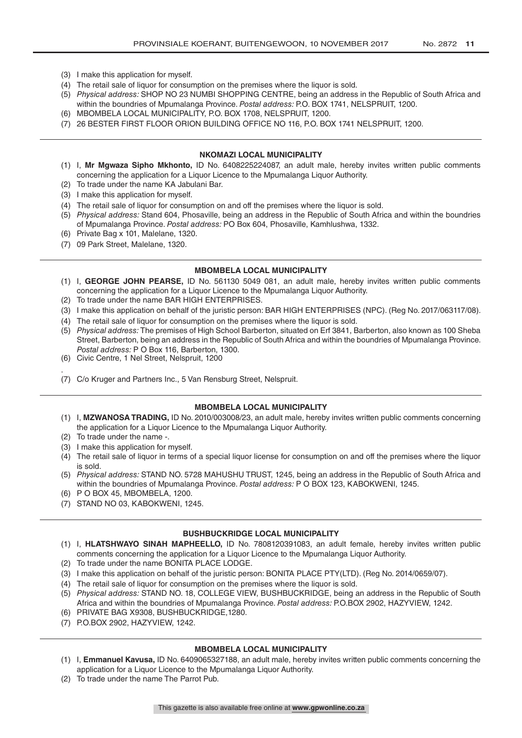(3) I make this application for myself.
(4) The retail sale of liquor for consumption on the premises where the liquor is sold.
(5) *Physical address:* SHOP NO 23 NUMBI SHOPPING CENTRE, being an address in the Republic of South Africa and within the boundries of Mpumalanga Province. *Postal address:* P.O. BOX 1741, NELSPRUIT, 1200.
(6) MBOMBELA LOCAL MUNICIPALITY, P.O. BOX 1708, NELSPRUIT, 1200.
(7) 26 BESTER FIRST FLOOR ORION BUILDING OFFICE NO 116, P.O. BOX 1741 NELSPRUIT, 1200.

---

**NKOMAZI LOCAL MUNICIPALITY**

(1) I, **Mr Mgwaza Sipho Mkhonto,** ID No. 6408225224087, an adult male, hereby invites written public comments concerning the application for a Liquor Licence to the Mpumalanga Liquor Authority.
(2) To trade under the name KA Jabulani Bar.
(3) I make this application for myself.
(4) The retail sale of liquor for consumption on and off the premises where the liquor is sold.
(5) *Physical address:* Stand 604, Phosaville, being an address in the Republic of South Africa and within the boundries of Mpumalanga Province. *Postal address:* PO Box 604, Phosaville, Kamhlushwa, 1332.
(6) Private Bag x 101, Malelane, 1320.
(7) 09 Park Street, Malelane, 1320.

---

**MBOMBELA LOCAL MUNICIPALITY**

(1) I, **GEORGE JOHN PEARSE,** ID No. 561130 5049 081, an adult male, hereby invites written public comments concerning the application for a Liquor Licence to the Mpumalanga Liquor Authority.
(2) To trade under the name BAR HIGH ENTERPRISES.
(3) I make this application on behalf of the juristic person: BAR HIGH ENTERPRISES (NPC). (Reg No. 2017/063117/08).
(4) The retail sale of liquor for consumption on the premises where the liquor is sold.
(5) *Physical address:* The premises of High School Barberton, situated on Erf 3841, Barberton, also known as 100 Sheba Street, Barberton, being an address in the Republic of South Africa and within the boundries of Mpumalanga Province. *Postal address:* P O Box 116, Barberton, 1300.
(6) Civic Centre, 1 Nel Street, Nelspruit, 1200
.
(7) C/o Kruger and Partners Inc., 5 Van Rensburg Street, Nelspruit.

---

**MBOMBELA LOCAL MUNICIPALITY**

(1) I, **MZWANOSA TRADING,** ID No. 2010/003008/23, an adult male, hereby invites written public comments concerning the application for a Liquor Licence to the Mpumalanga Liquor Authority.
(2) To trade under the name -.
(3) I make this application for myself.
(4) The retail sale of liquor in terms of a special liquor license for consumption on and off the premises where the liquor is sold.
(5) *Physical address:* STAND NO. 5728 MAHUSHU TRUST, 1245, being an address in the Republic of South Africa and within the boundries of Mpumalanga Province. *Postal address:* P O BOX 123, KABOKWENI, 1245.
(6) P O BOX 45, MBOMBELA, 1200.
(7) STAND NO 03, KABOKWENI, 1245.

---

**BUSHBUCKRIDGE LOCAL MUNICIPALITY**

(1) I, **HLATSHWAYO SINAH MAPHEELLO,** ID No. 7808120391083, an adult female, hereby invites written public comments concerning the application for a Liquor Licence to the Mpumalanga Liquor Authority.
(2) To trade under the name BONITA PLACE LODGE.
(3) I make this application on behalf of the juristic person: BONITA PLACE PTY(LTD). (Reg No. 2014/0659/07).
(4) The retail sale of liquor for consumption on the premises where the liquor is sold.
(5) *Physical address:* STAND NO. 18, COLLEGE VIEW, BUSHBUCKRIDGE, being an address in the Republic of South Africa and within the boundries of Mpumalanga Province. *Postal address:* P.O.BOX 2902, HAZYVIEW, 1242.
(6) PRIVATE BAG X9308, BUSHBUCKRIDGE,1280.
(7) P.O.BOX 2902, HAZYVIEW, 1242.

---

**MBOMBELA LOCAL MUNICIPALITY**

(1) I, **Emmanuel Kavusa,** ID No. 6409065327188, an adult male, hereby invites written public comments concerning the application for a Liquor Licence to the Mpumalanga Liquor Authority.
(2) To trade under the name The Parrot Pub.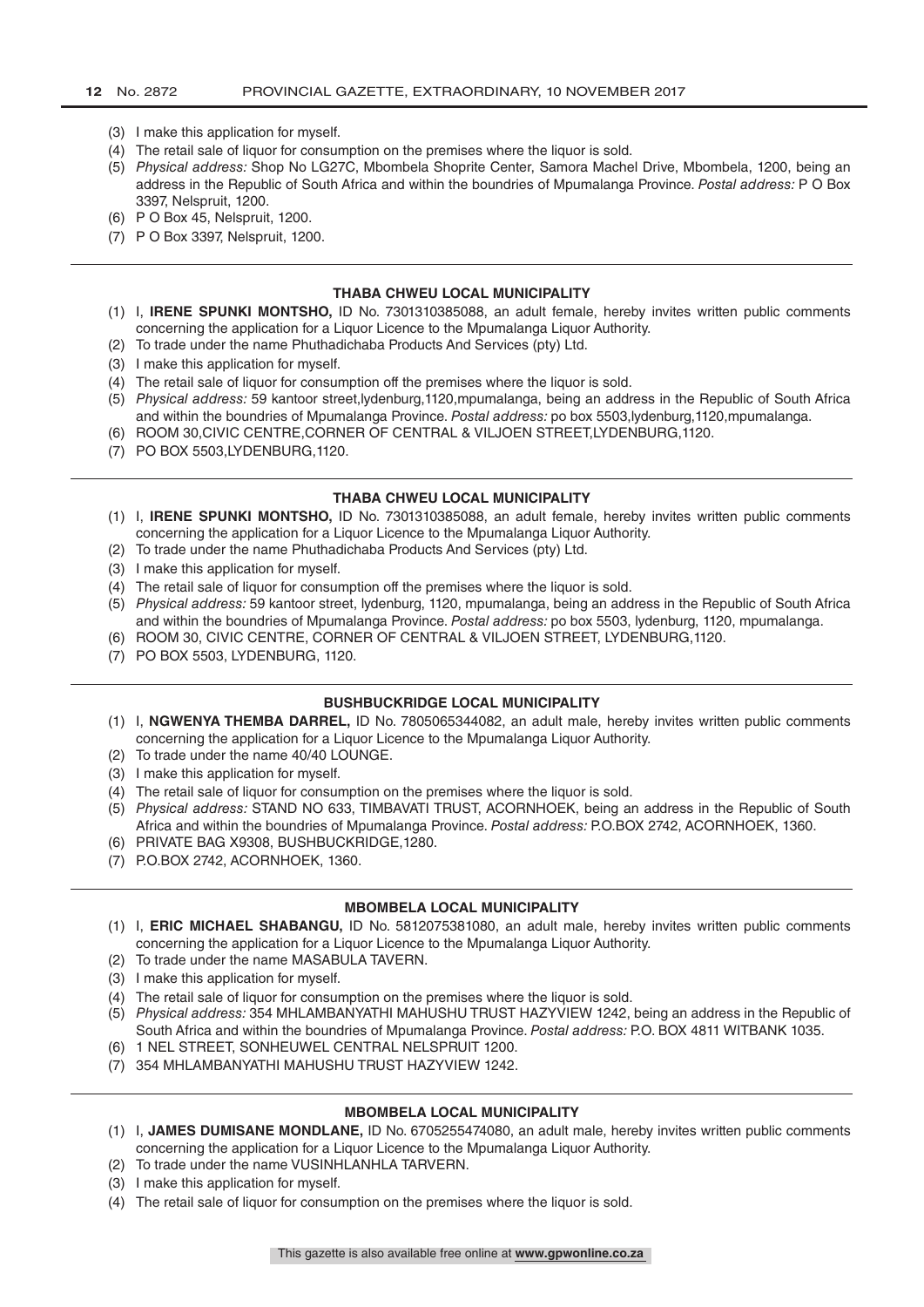(3) I make this application for myself.
(4) The retail sale of liquor for consumption on the premises where the liquor is sold.
(5) *Physical address:* Shop No LG27C, Mbombela Shoprite Center, Samora Machel Drive, Mbombela, 1200, being an address in the Republic of South Africa and within the boundries of Mpumalanga Province. *Postal address:* P O Box 3397, Nelspruit, 1200.
(6) P O Box 45, Nelspruit, 1200.
(7) P O Box 3397, Nelspruit, 1200.

---

**THABA CHWEU LOCAL MUNICIPALITY**

(1) I, **IRENE SPUNKI MONTSHO,** ID No. 7301310385088, an adult female, hereby invites written public comments concerning the application for a Liquor Licence to the Mpumalanga Liquor Authority.
(2) To trade under the name Phuthadichaba Products And Services (pty) Ltd.
(3) I make this application for myself.
(4) The retail sale of liquor for consumption off the premises where the liquor is sold.
(5) *Physical address:* 59 kantoor street,lydenburg,1120,mpumalanga, being an address in the Republic of South Africa and within the boundries of Mpumalanga Province. *Postal address:* po box 5503,lydenburg,1120,mpumalanga.
(6) ROOM 30,CIVIC CENTRE,CORNER OF CENTRAL & VILJOEN STREET,LYDENBURG,1120.
(7) PO BOX 5503,LYDENBURG,1120.

---

**THABA CHWEU LOCAL MUNICIPALITY**

(1) I, **IRENE SPUNKI MONTSHO,** ID No. 7301310385088, an adult female, hereby invites written public comments concerning the application for a Liquor Licence to the Mpumalanga Liquor Authority.
(2) To trade under the name Phuthadichaba Products And Services (pty) Ltd.
(3) I make this application for myself.
(4) The retail sale of liquor for consumption off the premises where the liquor is sold.
(5) *Physical address:* 59 kantoor street, lydenburg, 1120, mpumalanga, being an address in the Republic of South Africa and within the boundries of Mpumalanga Province. *Postal address:* po box 5503, lydenburg, 1120, mpumalanga.
(6) ROOM 30, CIVIC CENTRE, CORNER OF CENTRAL & VILJOEN STREET, LYDENBURG,1120.
(7) PO BOX 5503, LYDENBURG, 1120.

---

**BUSHBUCKRIDGE LOCAL MUNICIPALITY**

(1) I, **NGWENYA THEMBA DARREL,** ID No. 7805065344082, an adult male, hereby invites written public comments concerning the application for a Liquor Licence to the Mpumalanga Liquor Authority.
(2) To trade under the name 40/40 LOUNGE.
(3) I make this application for myself.
(4) The retail sale of liquor for consumption on the premises where the liquor is sold.
(5) *Physical address:* STAND NO 633, TIMBAVATI TRUST, ACORNHOEK, being an address in the Republic of South Africa and within the boundries of Mpumalanga Province. *Postal address:* P.O.BOX 2742, ACORNHOEK, 1360.
(6) PRIVATE BAG X9308, BUSHBUCKRIDGE,1280.
(7) P.O.BOX 2742, ACORNHOEK, 1360.

---

**MBOMBELA LOCAL MUNICIPALITY**

(1) I, **ERIC MICHAEL SHABANGU,** ID No. 5812075381080, an adult male, hereby invites written public comments concerning the application for a Liquor Licence to the Mpumalanga Liquor Authority.
(2) To trade under the name MASABULA TAVERN.
(3) I make this application for myself.
(4) The retail sale of liquor for consumption on the premises where the liquor is sold.
(5) *Physical address:* 354 MHLAMBANYATHI MAHUSHU TRUST HAZYVIEW 1242, being an address in the Republic of South Africa and within the boundries of Mpumalanga Province. *Postal address:* P.O. BOX 4811 WITBANK 1035.
(6) 1 NEL STREET, SONHEUWEL CENTRAL NELSPRUIT 1200.
(7) 354 MHLAMBANYATHI MAHUSHU TRUST HAZYVIEW 1242.

---

**MBOMBELA LOCAL MUNICIPALITY**

(1) I, **JAMES DUMISANE MONDLANE,** ID No. 6705255474080, an adult male, hereby invites written public comments concerning the application for a Liquor Licence to the Mpumalanga Liquor Authority.
(2) To trade under the name VUSINHLANHLA TARVERN.
(3) I make this application for myself.
(4) The retail sale of liquor for consumption on the premises where the liquor is sold.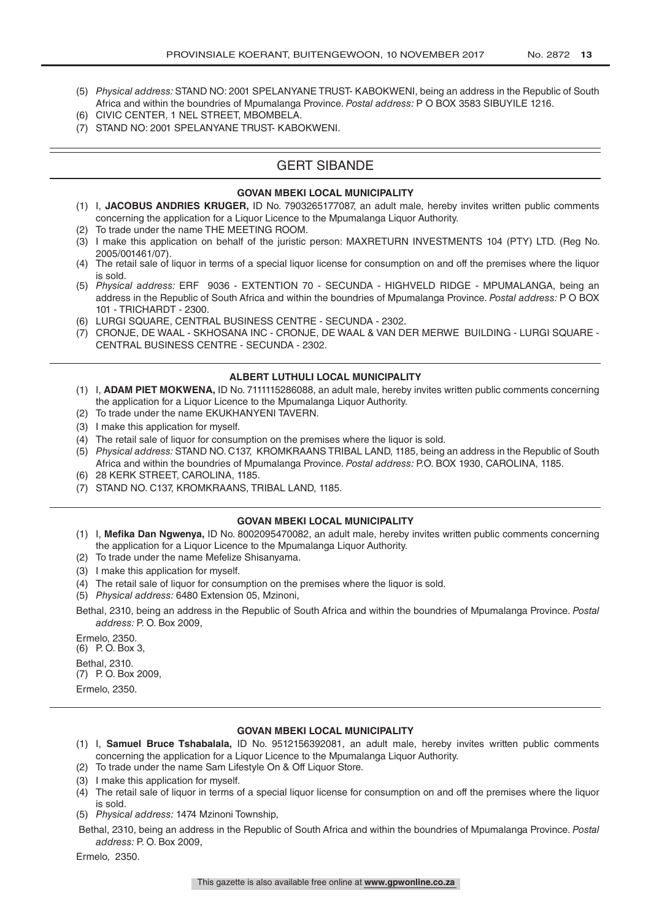(5) *Physical address:* STAND NO: 2001 SPELANYANE TRUST- KABOKWENI, being an address in the Republic of South Africa and within the boundries of Mpumalanga Province. *Postal address:* P O BOX 3583 SIBUYILE 1216.
(6) CIVIC CENTER, 1 NEL STREET, MBOMBELA.
(7) STAND NO: 2001 SPELANYANE TRUST- KABOKWENI.

## GERT SIBANDE

### GOVAN MBEKI LOCAL MUNICIPALITY

(1) I, **JACOBUS ANDRIES KRUGER,** ID No. 7903265177087, an adult male, hereby invites written public comments concerning the application for a Liquor Licence to the Mpumalanga Liquor Authority.
(2) To trade under the name THE MEETING ROOM.
(3) I make this application on behalf of the juristic person: MAXRETURN INVESTMENTS 104 (PTY) LTD. (Reg No. 2005/001461/07).
(4) The retail sale of liquor in terms of a special liquor license for consumption on and off the premises where the liquor is sold.
(5) *Physical address:* ERF 9036 - EXTENTION 70 - SECUNDA - HIGHVELD RIDGE - MPUMALANGA, being an address in the Republic of South Africa and within the boundries of Mpumalanga Province. *Postal address:* P O BOX 101 - TRICHARDT - 2300.
(6) LURGI SQUARE, CENTRAL BUSINESS CENTRE - SECUNDA - 2302.
(7) CRONJE, DE WAAL - SKHOSANA INC - CRONJE, DE WAAL & VAN DER MERWE BUILDING - LURGI SQUARE - CENTRAL BUSINESS CENTRE - SECUNDA - 2302.

### ALBERT LUTHULI LOCAL MUNICIPALITY

(1) I, **ADAM PIET MOKWENA,** ID No. 7111115286088, an adult male, hereby invites written public comments concerning the application for a Liquor Licence to the Mpumalanga Liquor Authority.
(2) To trade under the name EKUKHANYENI TAVERN.
(3) I make this application for myself.
(4) The retail sale of liquor for consumption on the premises where the liquor is sold.
(5) *Physical address:* STAND NO. C137, KROMKRAANS TRIBAL LAND, 1185, being an address in the Republic of South Africa and within the boundries of Mpumalanga Province. *Postal address:* P.O. BOX 1930, CAROLINA, 1185.
(6) 28 KERK STREET, CAROLINA, 1185.
(7) STAND NO. C137, KROMKRAANS, TRIBAL LAND, 1185.

### GOVAN MBEKI LOCAL MUNICIPALITY

(1) I, **Mefika Dan Ngwenya,** ID No. 8002095470082, an adult male, hereby invites written public comments concerning the application for a Liquor Licence to the Mpumalanga Liquor Authority.
(2) To trade under the name Mefelize Shisanyama.
(3) I make this application for myself.
(4) The retail sale of liquor for consumption on the premises where the liquor is sold.
(5) *Physical address:* 6480 Extension 05, Mzinoni,

Bethal, 2310, being an address in the Republic of South Africa and within the boundries of Mpumalanga Province. *Postal address:* P. O. Box 2009,

Ermelo, 2350.
(6) P. O. Box 3,

Bethal, 2310.
(7) P. O. Box 2009,

Ermelo, 2350.

### GOVAN MBEKI LOCAL MUNICIPALITY

(1) I, **Samuel Bruce Tshabalala,** ID No. 9512156392081, an adult male, hereby invites written public comments concerning the application for a Liquor Licence to the Mpumalanga Liquor Authority.
(2) To trade under the name Sam Lifestyle On & Off Liquor Store.
(3) I make this application for myself.
(4) The retail sale of liquor in terms of a special liquor license for consumption on and off the premises where the liquor is sold.
(5) *Physical address:* 1474 Mzinoni Township,

Bethal, 2310, being an address in the Republic of South Africa and within the boundries of Mpumalanga Province. *Postal address:* P. O. Box 2009,

Ermelo, 2350.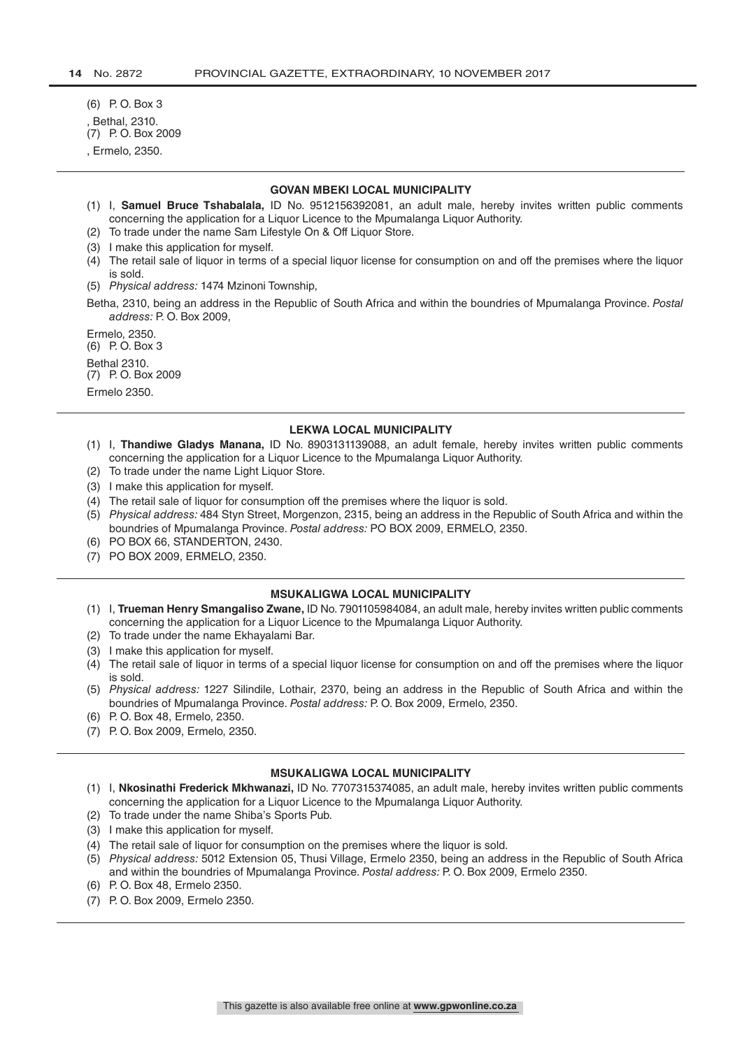(6) P. O. Box 3

, Bethal, 2310.

(7) P. O. Box 2009

, Ermelo, 2350.

---

**GOVAN MBEKI LOCAL MUNICIPALITY**

(1) I, **Samuel Bruce Tshabalala,** ID No. 9512156392081, an adult male, hereby invites written public comments concerning the application for a Liquor Licence to the Mpumalanga Liquor Authority.
(2) To trade under the name Sam Lifestyle On & Off Liquor Store.
(3) I make this application for myself.
(4) The retail sale of liquor in terms of a special liquor license for consumption on and off the premises where the liquor is sold.
(5) *Physical address:* 1474 Mzinoni Township,

Betha, 2310, being an address in the Republic of South Africa and within the boundries of Mpumalanga Province. *Postal address:* P. O. Box 2009,

Ermelo, 2350.

(6) P. O. Box 3

Bethal 2310.

(7) P. O. Box 2009

Ermelo 2350.

---

**LEKWA LOCAL MUNICIPALITY**

(1) I, **Thandiwe Gladys Manana,** ID No. 8903131139088, an adult female, hereby invites written public comments concerning the application for a Liquor Licence to the Mpumalanga Liquor Authority.
(2) To trade under the name Light Liquor Store.
(3) I make this application for myself.
(4) The retail sale of liquor for consumption off the premises where the liquor is sold.
(5) *Physical address:* 484 Styn Street, Morgenzon, 2315, being an address in the Republic of South Africa and within the boundries of Mpumalanga Province. *Postal address:* PO BOX 2009, ERMELO, 2350.
(6) PO BOX 66, STANDERTON, 2430.
(7) PO BOX 2009, ERMELO, 2350.

---

**MSUKALIGWA LOCAL MUNICIPALITY**

(1) I, **Trueman Henry Smangaliso Zwane,** ID No. 7901105984084, an adult male, hereby invites written public comments concerning the application for a Liquor Licence to the Mpumalanga Liquor Authority.
(2) To trade under the name Ekhayalami Bar.
(3) I make this application for myself.
(4) The retail sale of liquor in terms of a special liquor license for consumption on and off the premises where the liquor is sold.
(5) *Physical address:* 1227 Silindile, Lothair, 2370, being an address in the Republic of South Africa and within the boundries of Mpumalanga Province. *Postal address:* P. O. Box 2009, Ermelo, 2350.
(6) P. O. Box 48, Ermelo, 2350.
(7) P. O. Box 2009, Ermelo, 2350.

---

**MSUKALIGWA LOCAL MUNICIPALITY**

(1) I, **Nkosinathi Frederick Mkhwanazi,** ID No. 7707315374085, an adult male, hereby invites written public comments concerning the application for a Liquor Licence to the Mpumalanga Liquor Authority.
(2) To trade under the name Shiba's Sports Pub.
(3) I make this application for myself.
(4) The retail sale of liquor for consumption on the premises where the liquor is sold.
(5) *Physical address:* 5012 Extension 05, Thusi Village, Ermelo 2350, being an address in the Republic of South Africa and within the boundries of Mpumalanga Province. *Postal address:* P. O. Box 2009, Ermelo 2350.
(6) P. O. Box 48, Ermelo 2350.
(7) P. O. Box 2009, Ermelo 2350.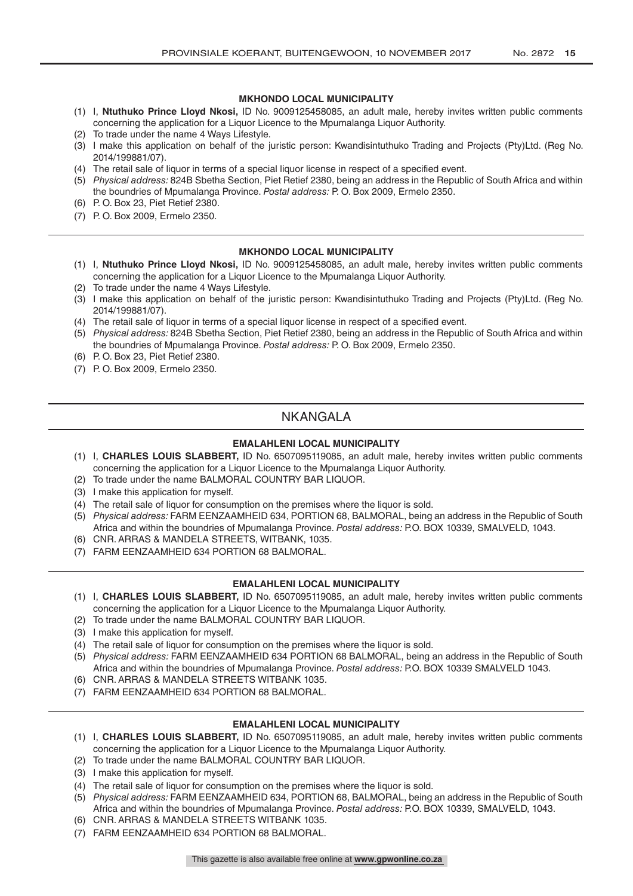#### MKHONDO LOCAL MUNICIPALITY

(1) I, **Ntuthuko Prince Lloyd Nkosi,** ID No. 9009125458085, an adult male, hereby invites written public comments concerning the application for a Liquor Licence to the Mpumalanga Liquor Authority.
(2) To trade under the name 4 Ways Lifestyle.
(3) I make this application on behalf of the juristic person: Kwandisintuthuko Trading and Projects (Pty)Ltd. (Reg No. 2014/199881/07).
(4) The retail sale of liquor in terms of a special liquor license in respect of a specified event.
(5) *Physical address:* 824B Sbetha Section, Piet Retief 2380, being an address in the Republic of South Africa and within the boundries of Mpumalanga Province. *Postal address:* P. O. Box 2009, Ermelo 2350.
(6) P. O. Box 23, Piet Retief 2380.
(7) P. O. Box 2009, Ermelo 2350.

---

#### MKHONDO LOCAL MUNICIPALITY

(1) I, **Ntuthuko Prince Lloyd Nkosi,** ID No. 9009125458085, an adult male, hereby invites written public comments concerning the application for a Liquor Licence to the Mpumalanga Liquor Authority.
(2) To trade under the name 4 Ways Lifestyle.
(3) I make this application on behalf of the juristic person: Kwandisintuthuko Trading and Projects (Pty)Ltd. (Reg No. 2014/199881/07).
(4) The retail sale of liquor in terms of a special liquor license in respect of a specified event.
(5) *Physical address:* 824B Sbetha Section, Piet Retief 2380, being an address in the Republic of South Africa and within the boundries of Mpumalanga Province. *Postal address:* P. O. Box 2009, Ermelo 2350.
(6) P. O. Box 23, Piet Retief 2380.
(7) P. O. Box 2009, Ermelo 2350.

---

## NKANGALA

#### EMALAHLENI LOCAL MUNICIPALITY

(1) I, **CHARLES LOUIS SLABBERT,** ID No. 6507095119085, an adult male, hereby invites written public comments concerning the application for a Liquor Licence to the Mpumalanga Liquor Authority.
(2) To trade under the name BALMORAL COUNTRY BAR LIQUOR.
(3) I make this application for myself.
(4) The retail sale of liquor for consumption on the premises where the liquor is sold.
(5) *Physical address:* FARM EENZAAMHEID 634, PORTION 68, BALMORAL, being an address in the Republic of South Africa and within the boundries of Mpumalanga Province. *Postal address:* P.O. BOX 10339, SMALVELD, 1043.
(6) CNR. ARRAS & MANDELA STREETS, WITBANK, 1035.
(7) FARM EENZAAMHEID 634 PORTION 68 BALMORAL.

---

#### EMALAHLENI LOCAL MUNICIPALITY

(1) I, **CHARLES LOUIS SLABBERT,** ID No. 6507095119085, an adult male, hereby invites written public comments concerning the application for a Liquor Licence to the Mpumalanga Liquor Authority.
(2) To trade under the name BALMORAL COUNTRY BAR LIQUOR.
(3) I make this application for myself.
(4) The retail sale of liquor for consumption on the premises where the liquor is sold.
(5) *Physical address:* FARM EENZAAMHEID 634 PORTION 68 BALMORAL, being an address in the Republic of South Africa and within the boundries of Mpumalanga Province. *Postal address:* P.O. BOX 10339 SMALVELD 1043.
(6) CNR. ARRAS & MANDELA STREETS WITBANK 1035.
(7) FARM EENZAAMHEID 634 PORTION 68 BALMORAL.

---

#### EMALAHLENI LOCAL MUNICIPALITY

(1) I, **CHARLES LOUIS SLABBERT,** ID No. 6507095119085, an adult male, hereby invites written public comments concerning the application for a Liquor Licence to the Mpumalanga Liquor Authority.
(2) To trade under the name BALMORAL COUNTRY BAR LIQUOR.
(3) I make this application for myself.
(4) The retail sale of liquor for consumption on the premises where the liquor is sold.
(5) *Physical address:* FARM EENZAAMHEID 634, PORTION 68, BALMORAL, being an address in the Republic of South Africa and within the boundries of Mpumalanga Province. *Postal address:* P.O. BOX 10339, SMALVELD, 1043.
(6) CNR. ARRAS & MANDELA STREETS WITBANK 1035.
(7) FARM EENZAAMHEID 634 PORTION 68 BALMORAL.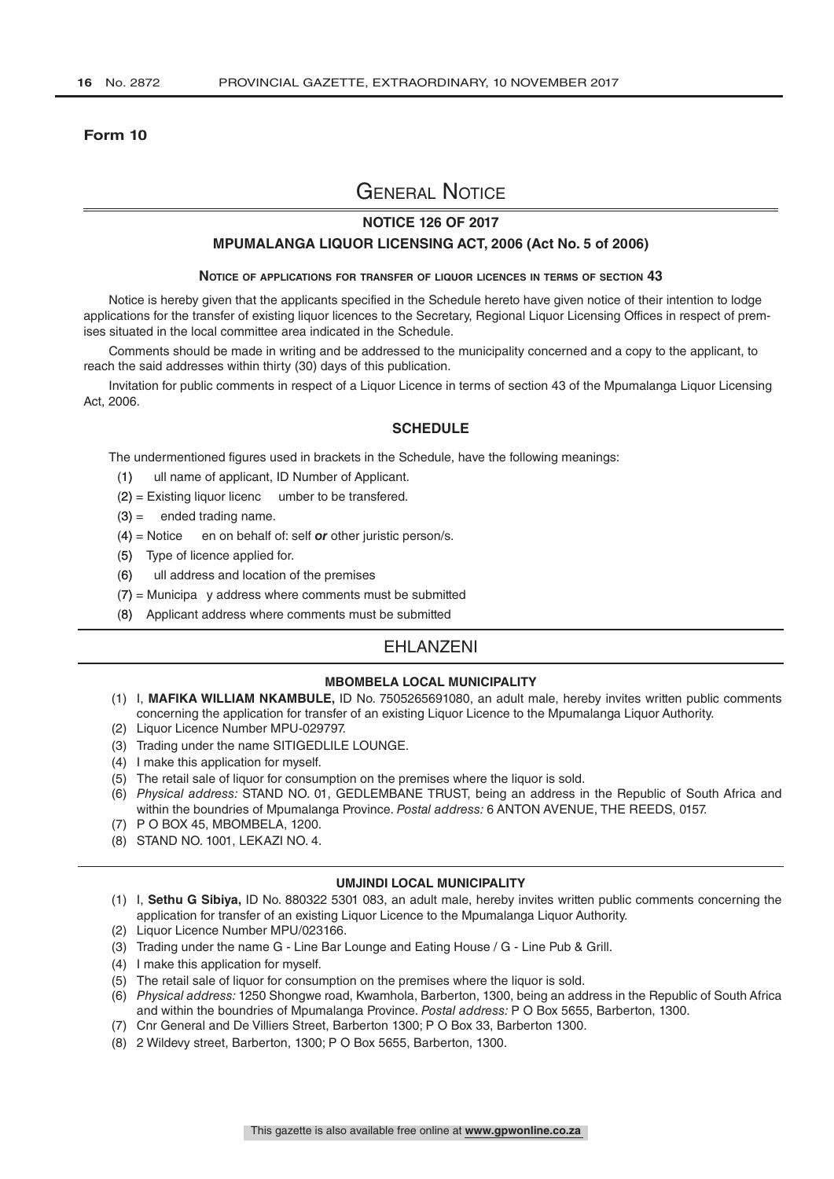**Form 10**

# General Notice

## NOTICE 126 OF 2017

## MPUMALANGA LIQUOR LICENSING ACT, 2006 (Act No. 5 of 2006)

### Notice of applications for transfer of liquor licences in terms of section 43

Notice is hereby given that the applicants specified in the Schedule hereto have given notice of their intention to lodge applications for the transfer of existing liquor licences to the Secretary, Regional Liquor Licensing Offices in respect of premises situated in the local committee area indicated in the Schedule.

Comments should be made in writing and be addressed to the municipality concerned and a copy to the applicant, to reach the said addresses within thirty (30) days of this publication.

Invitation for public comments in respect of a Liquor Licence in terms of section 43 of the Mpumalanga Liquor Licensing Act, 2006.

### SCHEDULE

The undermentioned figures used in brackets in the Schedule, have the following meanings:

(1) ull name of applicant, ID Number of Applicant.

(2) = Existing liquor licenc umber to be transfered.

(3) = ended trading name.

(4) = Notice en on behalf of: self ***or*** other juristic person/s.

(5) Type of licence applied for.

(6) ull address and location of the premises

(7) = Municipa y address where comments must be submitted

(8) Applicant address where comments must be submitted

## EHLANZENI

### MBOMBELA LOCAL MUNICIPALITY

(1) I, **MAFIKA WILLIAM NKAMBULE,** ID No. 7505265691080, an adult male, hereby invites written public comments concerning the application for transfer of an existing Liquor Licence to the Mpumalanga Liquor Authority.

(2) Liquor Licence Number MPU-029797.

(3) Trading under the name SITIGEDLILE LOUNGE.

(4) I make this application for myself.

(5) The retail sale of liquor for consumption on the premises where the liquor is sold.

(6) *Physical address:* STAND NO. 01, GEDLEMBANE TRUST, being an address in the Republic of South Africa and within the boundries of Mpumalanga Province. *Postal address:* 6 ANTON AVENUE, THE REEDS, 0157.

(7) P O BOX 45, MBOMBELA, 1200.

(8) STAND NO. 1001, LEKAZI NO. 4.

### UMJINDI LOCAL MUNICIPALITY

(1) I, **Sethu G Sibiya,** ID No. 880322 5301 083, an adult male, hereby invites written public comments concerning the application for transfer of an existing Liquor Licence to the Mpumalanga Liquor Authority.

(2) Liquor Licence Number MPU/023166.

(3) Trading under the name G - Line Bar Lounge and Eating House / G - Line Pub & Grill.

(4) I make this application for myself.

(5) The retail sale of liquor for consumption on the premises where the liquor is sold.

(6) *Physical address:* 1250 Shongwe road, Kwamhola, Barberton, 1300, being an address in the Republic of South Africa and within the boundries of Mpumalanga Province. *Postal address:* P O Box 5655, Barberton, 1300.

(7) Cnr General and De Villiers Street, Barberton 1300; P O Box 33, Barberton 1300.

(8) 2 Wildevy street, Barberton, 1300; P O Box 5655, Barberton, 1300.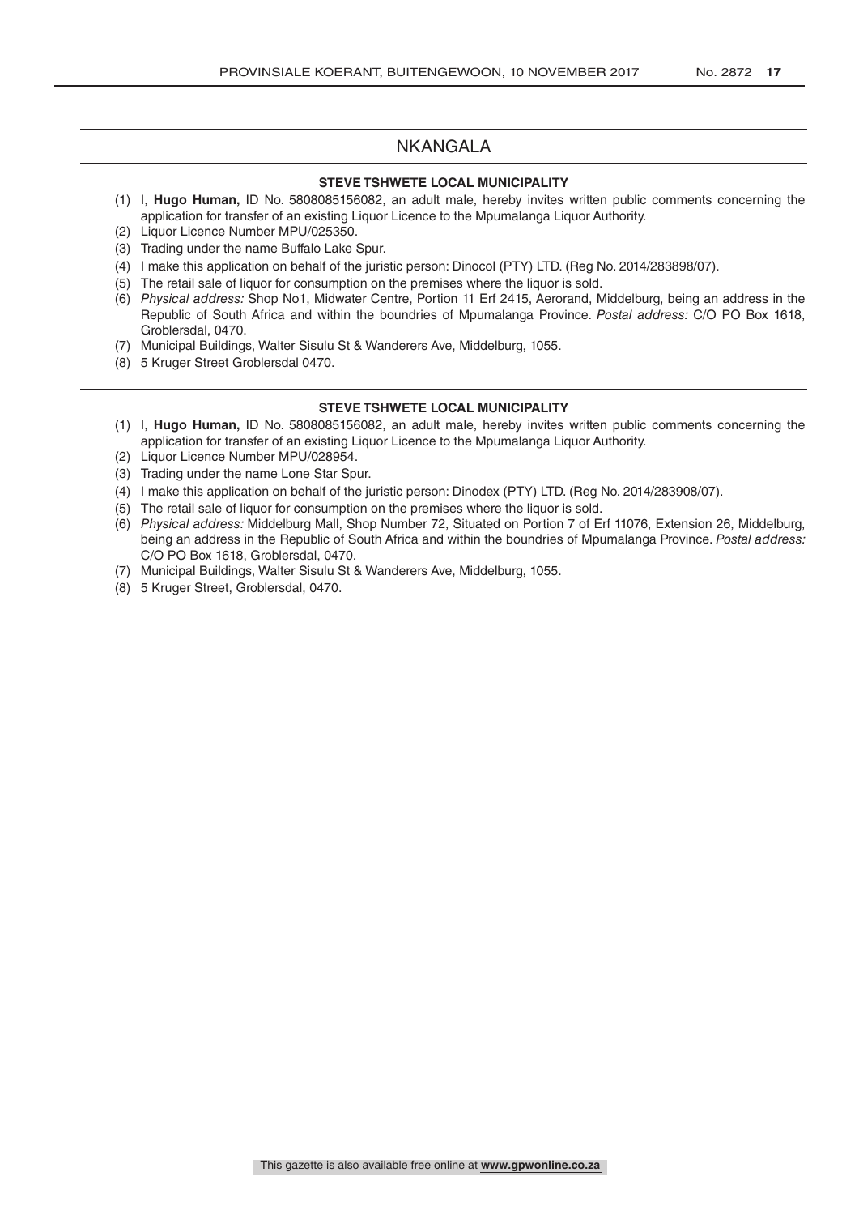# NKANGALA

### STEVE TSHWETE LOCAL MUNICIPALITY

(1) I, **Hugo Human,** ID No. 5808085156082, an adult male, hereby invites written public comments concerning the application for transfer of an existing Liquor Licence to the Mpumalanga Liquor Authority.
(2) Liquor Licence Number MPU/025350.
(3) Trading under the name Buffalo Lake Spur.
(4) I make this application on behalf of the juristic person: Dinocol (PTY) LTD. (Reg No. 2014/283898/07).
(5) The retail sale of liquor for consumption on the premises where the liquor is sold.
(6) *Physical address:* Shop No1, Midwater Centre, Portion 11 Erf 2415, Aerorand, Middelburg, being an address in the Republic of South Africa and within the boundries of Mpumalanga Province. *Postal address:* C/O PO Box 1618, Groblersdal, 0470.
(7) Municipal Buildings, Walter Sisulu St & Wanderers Ave, Middelburg, 1055.
(8) 5 Kruger Street Groblersdal 0470.

### STEVE TSHWETE LOCAL MUNICIPALITY

(1) I, **Hugo Human,** ID No. 5808085156082, an adult male, hereby invites written public comments concerning the application for transfer of an existing Liquor Licence to the Mpumalanga Liquor Authority.
(2) Liquor Licence Number MPU/028954.
(3) Trading under the name Lone Star Spur.
(4) I make this application on behalf of the juristic person: Dinodex (PTY) LTD. (Reg No. 2014/283908/07).
(5) The retail sale of liquor for consumption on the premises where the liquor is sold.
(6) *Physical address:* Middelburg Mall, Shop Number 72, Situated on Portion 7 of Erf 11076, Extension 26, Middelburg, being an address in the Republic of South Africa and within the boundries of Mpumalanga Province. *Postal address:* C/O PO Box 1618, Groblersdal, 0470.
(7) Municipal Buildings, Walter Sisulu St & Wanderers Ave, Middelburg, 1055.
(8) 5 Kruger Street, Groblersdal, 0470.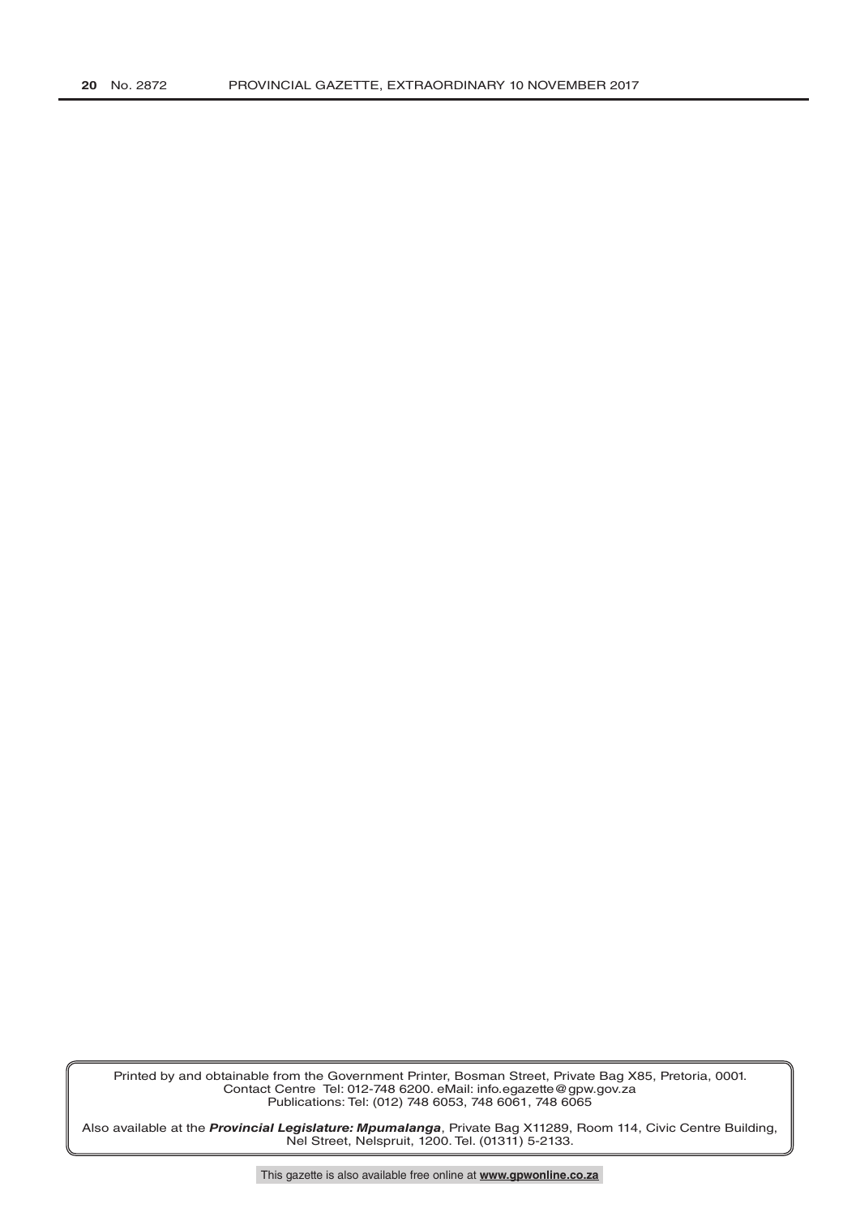Printed by and obtainable from the Government Printer, Bosman Street, Private Bag X85, Pretoria, 0001.
Contact Centre Tel: 012-748 6200. eMail: info.egazette@gpw.gov.za
Publications: Tel: (012) 748 6053, 748 6061, 748 6065

Also available at the ***Provincial Legislature: Mpumalanga***, Private Bag X11289, Room 114, Civic Centre Building, Nel Street, Nelspruit, 1200. Tel. (01311) 5-2133.

This gazette is also available free online at **www.gpwonline.co.za**